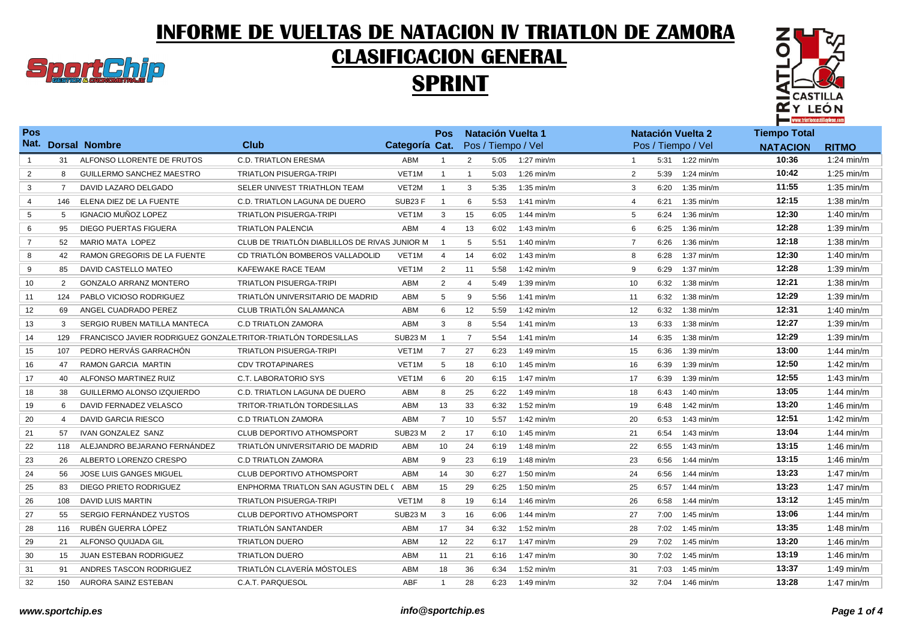# INFORME DE VUELTAS DE NATACION IV TRIATLON DE ZAMORA

## CLASIFICACION GENERAL

## SPRINT

| Pos Nat. | Dorsal | Nombre | Club | Categoría | Pos Cat. | Natación Vuelta 1 Pos / Tiempo / Vel | | | Natación Vuelta 2 Pos / Tiempo / Vel | | | Tiempo Total NATACION | RITMO |
|---|---|---|---|---|---|---|---|---|---|---|---|---|---|
| 1 | 31 | ALFONSO LLORENTE DE FRUTOS | C.D. TRIATLON ERESMA | ABM | 1 | 2 | 5:05 | 1:27 min/m | 1 | 5:31 | 1:22 min/m | 10:36 | 1:24 min/m |
| 2 | 8 | GUILLERMO SANCHEZ MAESTRO | TRIATLON PISUERGA-TRIPI | VET1M | 1 | 1 | 5:03 | 1:26 min/m | 2 | 5:39 | 1:24 min/m | 10:42 | 1:25 min/m |
| 3 | 7 | DAVID LAZARO DELGADO | SELER UNIVEST TRIATHLON TEAM | VET2M | 1 | 3 | 5:35 | 1:35 min/m | 3 | 6:20 | 1:35 min/m | 11:55 | 1:35 min/m |
| 4 | 146 | ELENA DIEZ DE LA FUENTE | C.D. TRIATLON LAGUNA DE DUERO | SUB23 F | 1 | 6 | 5:53 | 1:41 min/m | 4 | 6:21 | 1:35 min/m | 12:15 | 1:38 min/m |
| 5 | 5 | IGNACIO MUÑOZ LOPEZ | TRIATLON PISUERGA-TRIPI | VET1M | 3 | 15 | 6:05 | 1:44 min/m | 5 | 6:24 | 1:36 min/m | 12:30 | 1:40 min/m |
| 6 | 95 | DIEGO PUERTAS FIGUERA | TRIATLON PALENCIA | ABM | 4 | 13 | 6:02 | 1:43 min/m | 6 | 6:25 | 1:36 min/m | 12:28 | 1:39 min/m |
| 7 | 52 | MARIO MATA LOPEZ | CLUB DE TRIATLÓN DIABLILLOS DE RIVAS JUNIOR M | | 1 | 5 | 5:51 | 1:40 min/m | 7 | 6:26 | 1:36 min/m | 12:18 | 1:38 min/m |
| 8 | 42 | RAMON GREGORIS DE LA FUENTE | CD TRIATLÓN BOMBEROS VALLADOLID | VET1M | 4 | 14 | 6:02 | 1:43 min/m | 8 | 6:28 | 1:37 min/m | 12:30 | 1:40 min/m |
| 9 | 85 | DAVID CASTELLO MATEO | KAFEWAKE RACE TEAM | VET1M | 2 | 11 | 5:58 | 1:42 min/m | 9 | 6:29 | 1:37 min/m | 12:28 | 1:39 min/m |
| 10 | 2 | GONZALO ARRANZ MONTERO | TRIATLON PISUERGA-TRIPI | ABM | 2 | 4 | 5:49 | 1:39 min/m | 10 | 6:32 | 1:38 min/m | 12:21 | 1:38 min/m |
| 11 | 124 | PABLO VICIOSO RODRIGUEZ | TRIATLÓN UNIVERSITARIO DE MADRID | ABM | 5 | 9 | 5:56 | 1:41 min/m | 11 | 6:32 | 1:38 min/m | 12:29 | 1:39 min/m |
| 12 | 69 | ANGEL CUADRADO PEREZ | CLUB TRIATLÓN SALAMANCA | ABM | 6 | 12 | 5:59 | 1:42 min/m | 12 | 6:32 | 1:38 min/m | 12:31 | 1:40 min/m |
| 13 | 3 | SERGIO RUBEN MATILLA MANTECA | C.D TRIATLON ZAMORA | ABM | 3 | 8 | 5:54 | 1:41 min/m | 13 | 6:33 | 1:38 min/m | 12:27 | 1:39 min/m |
| 14 | 129 | FRANCISCO JAVIER RODRIGUEZ GONZALE | TRITOR-TRIATLÓN TORDESILLAS | SUB23 M | 1 | 7 | 5:54 | 1:41 min/m | 14 | 6:35 | 1:38 min/m | 12:29 | 1:39 min/m |
| 15 | 107 | PEDRO HERVÁS GARRACHÓN | TRIATLON PISUERGA-TRIPI | VET1M | 7 | 27 | 6:23 | 1:49 min/m | 15 | 6:36 | 1:39 min/m | 13:00 | 1:44 min/m |
| 16 | 47 | RAMON GARCIA MARTIN | CDV TROTAPINARES | VET1M | 5 | 18 | 6:10 | 1:45 min/m | 16 | 6:39 | 1:39 min/m | 12:50 | 1:42 min/m |
| 17 | 40 | ALFONSO MARTINEZ RUIZ | C.T. LABORATORIO SYS | VET1M | 6 | 20 | 6:15 | 1:47 min/m | 17 | 6:39 | 1:39 min/m | 12:55 | 1:43 min/m |
| 18 | 38 | GUILLERMO ALONSO IZQUIERDO | C.D. TRIATLON LAGUNA DE DUERO | ABM | 8 | 25 | 6:22 | 1:49 min/m | 18 | 6:43 | 1:40 min/m | 13:05 | 1:44 min/m |
| 19 | 6 | DAVID FERNADEZ VELASCO | TRITOR-TRIATLÓN TORDESILLAS | ABM | 13 | 33 | 6:32 | 1:52 min/m | 19 | 6:48 | 1:42 min/m | 13:20 | 1:46 min/m |
| 20 | 4 | DAVID GARCIA RIESCO | C.D TRIATLON ZAMORA | ABM | 7 | 10 | 5:57 | 1:42 min/m | 20 | 6:53 | 1:43 min/m | 12:51 | 1:42 min/m |
| 21 | 57 | IVAN GONZALEZ SANZ | CLUB DEPORTIVO ATHOMSPORT | SUB23 M | 2 | 17 | 6:10 | 1:45 min/m | 21 | 6:54 | 1:43 min/m | 13:04 | 1:44 min/m |
| 22 | 118 | ALEJANDRO BEJARANO FERNÁNDEZ | TRIATLÓN UNIVERSITARIO DE MADRID | ABM | 10 | 24 | 6:19 | 1:48 min/m | 22 | 6:55 | 1:43 min/m | 13:15 | 1:46 min/m |
| 23 | 26 | ALBERTO LORENZO CRESPO | C.D TRIATLON ZAMORA | ABM | 9 | 23 | 6:19 | 1:48 min/m | 23 | 6:56 | 1:44 min/m | 13:15 | 1:46 min/m |
| 24 | 56 | JOSE LUIS GANGES MIGUEL | CLUB DEPORTIVO ATHOMSPORT | ABM | 14 | 30 | 6:27 | 1:50 min/m | 24 | 6:56 | 1:44 min/m | 13:23 | 1:47 min/m |
| 25 | 83 | DIEGO PRIETO RODRIGUEZ | ENPHORMA TRIATLON SAN AGUSTIN DEL ( | ABM | 15 | 29 | 6:25 | 1:50 min/m | 25 | 6:57 | 1:44 min/m | 13:23 | 1:47 min/m |
| 26 | 108 | DAVID LUIS MARTIN | TRIATLON PISUERGA-TRIPI | VET1M | 8 | 19 | 6:14 | 1:46 min/m | 26 | 6:58 | 1:44 min/m | 13:12 | 1:45 min/m |
| 27 | 55 | SERGIO FERNÁNDEZ YUSTOS | CLUB DEPORTIVO ATHOMSPORT | SUB23 M | 3 | 16 | 6:06 | 1:44 min/m | 27 | 7:00 | 1:45 min/m | 13:06 | 1:44 min/m |
| 28 | 116 | RUBÉN GUERRA LÓPEZ | TRIATLÓN SANTANDER | ABM | 17 | 34 | 6:32 | 1:52 min/m | 28 | 7:02 | 1:45 min/m | 13:35 | 1:48 min/m |
| 29 | 21 | ALFONSO QUIJADA GIL | TRIATLON DUERO | ABM | 12 | 22 | 6:17 | 1:47 min/m | 29 | 7:02 | 1:45 min/m | 13:20 | 1:46 min/m |
| 30 | 15 | JUAN ESTEBAN RODRIGUEZ | TRIATLON DUERO | ABM | 11 | 21 | 6:16 | 1:47 min/m | 30 | 7:02 | 1:45 min/m | 13:19 | 1:46 min/m |
| 31 | 91 | ANDRES TASCON RODRIGUEZ | TRIATLÓN CLAVERÍA MÓSTOLES | ABM | 18 | 36 | 6:34 | 1:52 min/m | 31 | 7:03 | 1:45 min/m | 13:37 | 1:49 min/m |
| 32 | 150 | AURORA SAINZ ESTEBAN | C.A.T. PARQUESOL | ABF | 1 | 28 | 6:23 | 1:49 min/m | 32 | 7:04 | 1:46 min/m | 13:28 | 1:47 min/m |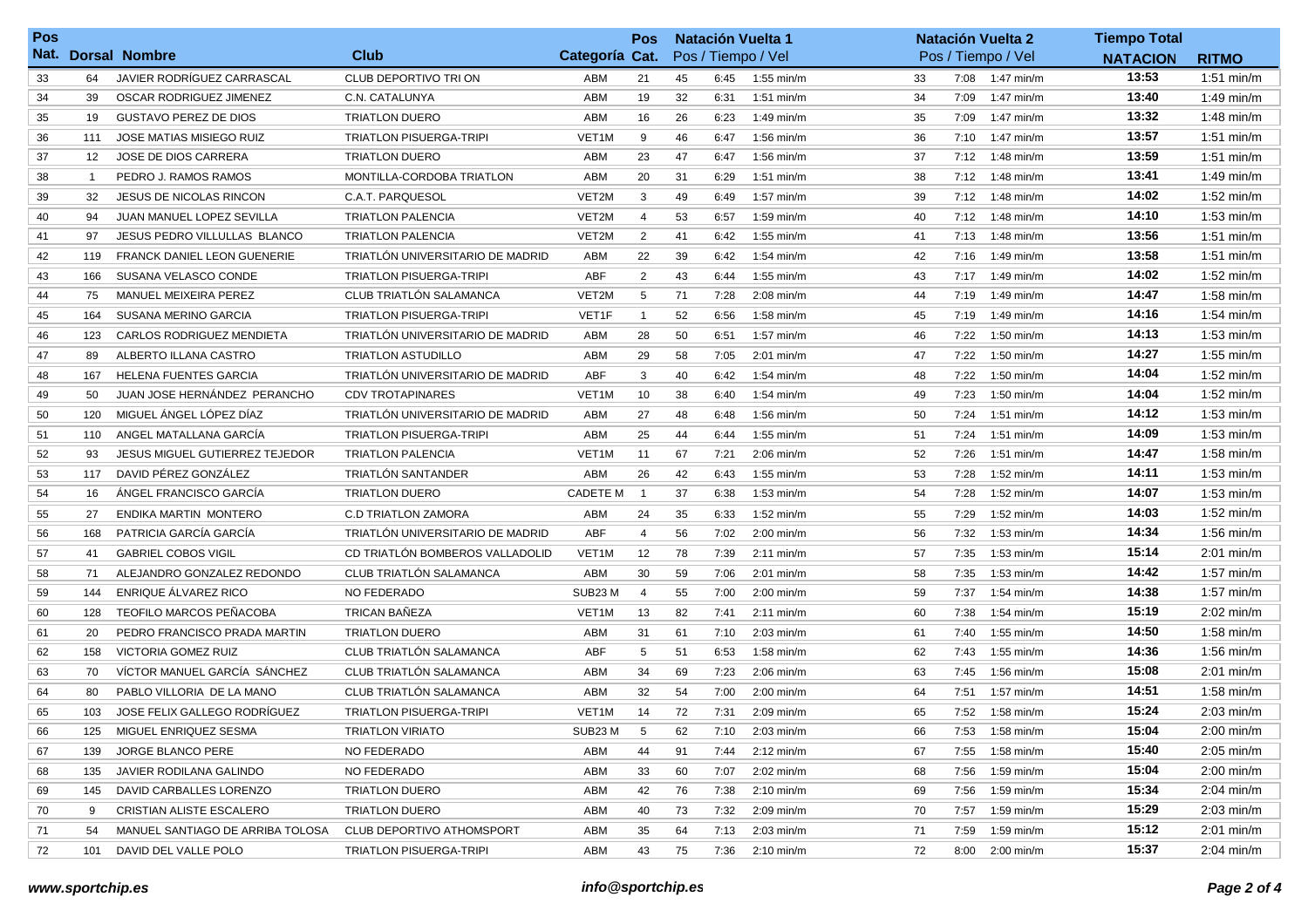| Pos Nat. | Dorsal | Nombre | Club | Categoría | Pos Cat. | Natación Vuelta 1 Pos / Tiempo / Vel | | | Natación Vuelta 2 Pos / Tiempo / Vel | | | Tiempo Total NATACION | RITMO |
|---|---|---|---|---|---|---|---|---|---|---|---|---|---|
| 33 | 64 | JAVIER RODRÍGUEZ CARRASCAL | CLUB DEPORTIVO TRI ON | ABM | 21 | 45 | 6:45 | 1:55 min/m | 33 | 7:08 | 1:47 min/m | 13:53 | 1:51 min/m |
| 34 | 39 | OSCAR RODRIGUEZ JIMENEZ | C.N. CATALUNYA | ABM | 19 | 32 | 6:31 | 1:51 min/m | 34 | 7:09 | 1:47 min/m | 13:40 | 1:49 min/m |
| 35 | 19 | GUSTAVO PEREZ DE DIOS | TRIATLON DUERO | ABM | 16 | 26 | 6:23 | 1:49 min/m | 35 | 7:09 | 1:47 min/m | 13:32 | 1:48 min/m |
| 36 | 111 | JOSE MATIAS MISIEGO RUIZ | TRIATLON PISUERGA-TRIPI | VET1M | 9 | 46 | 6:47 | 1:56 min/m | 36 | 7:10 | 1:47 min/m | 13:57 | 1:51 min/m |
| 37 | 12 | JOSE DE DIOS CARRERA | TRIATLON DUERO | ABM | 23 | 47 | 6:47 | 1:56 min/m | 37 | 7:12 | 1:48 min/m | 13:59 | 1:51 min/m |
| 38 | 1 | PEDRO J. RAMOS RAMOS | MONTILLA-CORDOBA TRIATLON | ABM | 20 | 31 | 6:29 | 1:51 min/m | 38 | 7:12 | 1:48 min/m | 13:41 | 1:49 min/m |
| 39 | 32 | JESUS DE NICOLAS RINCON | C.A.T. PARQUESOL | VET2M | 3 | 49 | 6:49 | 1:57 min/m | 39 | 7:12 | 1:48 min/m | 14:02 | 1:52 min/m |
| 40 | 94 | JUAN MANUEL LOPEZ SEVILLA | TRIATLON PALENCIA | VET2M | 4 | 53 | 6:57 | 1:59 min/m | 40 | 7:12 | 1:48 min/m | 14:10 | 1:53 min/m |
| 41 | 97 | JESUS PEDRO VILLULLAS BLANCO | TRIATLON PALENCIA | VET2M | 2 | 41 | 6:42 | 1:55 min/m | 41 | 7:13 | 1:48 min/m | 13:56 | 1:51 min/m |
| 42 | 119 | FRANCK DANIEL LEON GUENERIE | TRIATLÓN UNIVERSITARIO DE MADRID | ABM | 22 | 39 | 6:42 | 1:54 min/m | 42 | 7:16 | 1:49 min/m | 13:58 | 1:51 min/m |
| 43 | 166 | SUSANA VELASCO CONDE | TRIATLON PISUERGA-TRIPI | ABF | 2 | 43 | 6:44 | 1:55 min/m | 43 | 7:17 | 1:49 min/m | 14:02 | 1:52 min/m |
| 44 | 75 | MANUEL MEIXEIRA PEREZ | CLUB TRIATLÓN SALAMANCA | VET2M | 5 | 71 | 7:28 | 2:08 min/m | 44 | 7:19 | 1:49 min/m | 14:47 | 1:58 min/m |
| 45 | 164 | SUSANA MERINO GARCIA | TRIATLON PISUERGA-TRIPI | VET1F | 1 | 52 | 6:56 | 1:58 min/m | 45 | 7:19 | 1:49 min/m | 14:16 | 1:54 min/m |
| 46 | 123 | CARLOS RODRIGUEZ MENDIETA | TRIATLÓN UNIVERSITARIO DE MADRID | ABM | 28 | 50 | 6:51 | 1:57 min/m | 46 | 7:22 | 1:50 min/m | 14:13 | 1:53 min/m |
| 47 | 89 | ALBERTO ILLANA CASTRO | TRIATLON ASTUDILLO | ABM | 29 | 58 | 7:05 | 2:01 min/m | 47 | 7:22 | 1:50 min/m | 14:27 | 1:55 min/m |
| 48 | 167 | HELENA FUENTES GARCIA | TRIATLÓN UNIVERSITARIO DE MADRID | ABF | 3 | 40 | 6:42 | 1:54 min/m | 48 | 7:22 | 1:50 min/m | 14:04 | 1:52 min/m |
| 49 | 50 | JUAN JOSE HERNÁNDEZ PERANCHO | CDV TROTAPINARES | VET1M | 10 | 38 | 6:40 | 1:54 min/m | 49 | 7:23 | 1:50 min/m | 14:04 | 1:52 min/m |
| 50 | 120 | MIGUEL ÁNGEL LÓPEZ DÍAZ | TRIATLÓN UNIVERSITARIO DE MADRID | ABM | 27 | 48 | 6:48 | 1:56 min/m | 50 | 7:24 | 1:51 min/m | 14:12 | 1:53 min/m |
| 51 | 110 | ANGEL MATALLANA GARCÍA | TRIATLON PISUERGA-TRIPI | ABM | 25 | 44 | 6:44 | 1:55 min/m | 51 | 7:24 | 1:51 min/m | 14:09 | 1:53 min/m |
| 52 | 93 | JESUS MIGUEL GUTIERREZ TEJEDOR | TRIATLON PALENCIA | VET1M | 11 | 67 | 7:21 | 2:06 min/m | 52 | 7:26 | 1:51 min/m | 14:47 | 1:58 min/m |
| 53 | 117 | DAVID PÉREZ GONZÁLEZ | TRIATLÓN SANTANDER | ABM | 26 | 42 | 6:43 | 1:55 min/m | 53 | 7:28 | 1:52 min/m | 14:11 | 1:53 min/m |
| 54 | 16 | ÁNGEL FRANCISCO GARCÍA | TRIATLON DUERO | CADETE M | 1 | 37 | 6:38 | 1:53 min/m | 54 | 7:28 | 1:52 min/m | 14:07 | 1:53 min/m |
| 55 | 27 | ENDIKA MARTIN MONTERO | C.D TRIATLON ZAMORA | ABM | 24 | 35 | 6:33 | 1:52 min/m | 55 | 7:29 | 1:52 min/m | 14:03 | 1:52 min/m |
| 56 | 168 | PATRICIA GARCÍA GARCÍA | TRIATLÓN UNIVERSITARIO DE MADRID | ABF | 4 | 56 | 7:02 | 2:00 min/m | 56 | 7:32 | 1:53 min/m | 14:34 | 1:56 min/m |
| 57 | 41 | GABRIEL COBOS VIGIL | CD TRIATLÓN BOMBEROS VALLADOLID | VET1M | 12 | 78 | 7:39 | 2:11 min/m | 57 | 7:35 | 1:53 min/m | 15:14 | 2:01 min/m |
| 58 | 71 | ALEJANDRO GONZALEZ REDONDO | CLUB TRIATLÓN SALAMANCA | ABM | 30 | 59 | 7:06 | 2:01 min/m | 58 | 7:35 | 1:53 min/m | 14:42 | 1:57 min/m |
| 59 | 144 | ENRIQUE ÁLVAREZ RICO | NO FEDERADO | SUB23 M | 4 | 55 | 7:00 | 2:00 min/m | 59 | 7:37 | 1:54 min/m | 14:38 | 1:57 min/m |
| 60 | 128 | TEOFILO MARCOS PEÑACOBA | TRICAN BAÑEZA | VET1M | 13 | 82 | 7:41 | 2:11 min/m | 60 | 7:38 | 1:54 min/m | 15:19 | 2:02 min/m |
| 61 | 20 | PEDRO FRANCISCO PRADA MARTIN | TRIATLON DUERO | ABM | 31 | 61 | 7:10 | 2:03 min/m | 61 | 7:40 | 1:55 min/m | 14:50 | 1:58 min/m |
| 62 | 158 | VICTORIA GOMEZ RUIZ | CLUB TRIATLÓN SALAMANCA | ABF | 5 | 51 | 6:53 | 1:58 min/m | 62 | 7:43 | 1:55 min/m | 14:36 | 1:56 min/m |
| 63 | 70 | VÍCTOR MANUEL GARCÍA SÁNCHEZ | CLUB TRIATLÓN SALAMANCA | ABM | 34 | 69 | 7:23 | 2:06 min/m | 63 | 7:45 | 1:56 min/m | 15:08 | 2:01 min/m |
| 64 | 80 | PABLO VILLORIA DE LA MANO | CLUB TRIATLÓN SALAMANCA | ABM | 32 | 54 | 7:00 | 2:00 min/m | 64 | 7:51 | 1:57 min/m | 14:51 | 1:58 min/m |
| 65 | 103 | JOSE FELIX GALLEGO RODRÍGUEZ | TRIATLON PISUERGA-TRIPI | VET1M | 14 | 72 | 7:31 | 2:09 min/m | 65 | 7:52 | 1:58 min/m | 15:24 | 2:03 min/m |
| 66 | 125 | MIGUEL ENRIQUEZ SESMA | TRIATLON VIRIATO | SUB23 M | 5 | 62 | 7:10 | 2:03 min/m | 66 | 7:53 | 1:58 min/m | 15:04 | 2:00 min/m |
| 67 | 139 | JORGE BLANCO PERE | NO FEDERADO | ABM | 44 | 91 | 7:44 | 2:12 min/m | 67 | 7:55 | 1:58 min/m | 15:40 | 2:05 min/m |
| 68 | 135 | JAVIER RODILANA GALINDO | NO FEDERADO | ABM | 33 | 60 | 7:07 | 2:02 min/m | 68 | 7:56 | 1:59 min/m | 15:04 | 2:00 min/m |
| 69 | 145 | DAVID CARBALLES LORENZO | TRIATLON DUERO | ABM | 42 | 76 | 7:38 | 2:10 min/m | 69 | 7:56 | 1:59 min/m | 15:34 | 2:04 min/m |
| 70 | 9 | CRISTIAN ALISTE ESCALERO | TRIATLON DUERO | ABM | 40 | 73 | 7:32 | 2:09 min/m | 70 | 7:57 | 1:59 min/m | 15:29 | 2:03 min/m |
| 71 | 54 | MANUEL SANTIAGO DE ARRIBA TOLOSA | CLUB DEPORTIVO ATHOMSPORT | ABM | 35 | 64 | 7:13 | 2:03 min/m | 71 | 7:59 | 1:59 min/m | 15:12 | 2:01 min/m |
| 72 | 101 | DAVID DEL VALLE POLO | TRIATLON PISUERGA-TRIPI | ABM | 43 | 75 | 7:36 | 2:10 min/m | 72 | 8:00 | 2:00 min/m | 15:37 | 2:04 min/m |

*www.sportchip.es* *info@sportchip.es*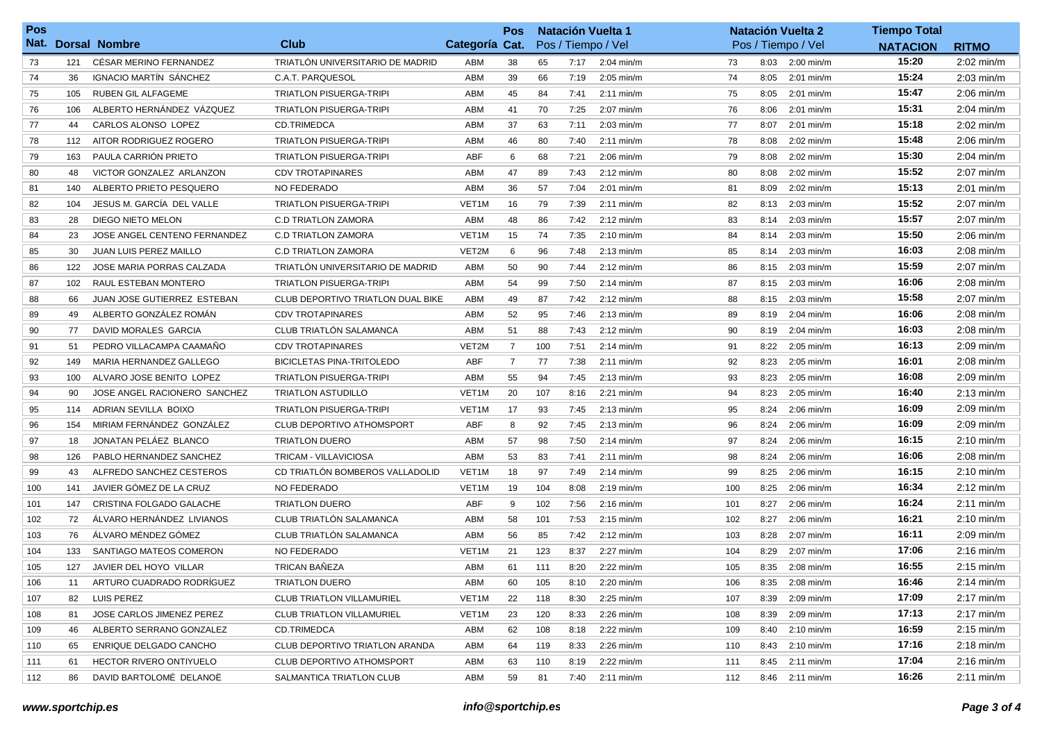| Pos Nat. | Dorsal | Nombre | Club | Categoría | Pos Cat. | Natación Vuelta 1 Pos / Tiempo / Vel | | | Natación Vuelta 2 Pos / Tiempo / Vel | | | Tiempo Total NATACION | RITMO |
|---|---|---|---|---|---|---|---|---|---|---|---|---|---|
| 73 | 121 | CÉSAR MERINO FERNANDEZ | TRIATLÓN UNIVERSITARIO DE MADRID | ABM | 38 | 65 | 7:17 | 2:04 min/m | 73 | 8:03 | 2:00 min/m | 15:20 | 2:02 min/m |
| 74 | 36 | IGNACIO MARTÍN SÁNCHEZ | C.A.T. PARQUESOL | ABM | 39 | 66 | 7:19 | 2:05 min/m | 74 | 8:05 | 2:01 min/m | 15:24 | 2:03 min/m |
| 75 | 105 | RUBEN GIL ALFAGEME | TRIATLON PISUERGA-TRIPI | ABM | 45 | 84 | 7:41 | 2:11 min/m | 75 | 8:05 | 2:01 min/m | 15:47 | 2:06 min/m |
| 76 | 106 | ALBERTO HERNÁNDEZ VÁZQUEZ | TRIATLON PISUERGA-TRIPI | ABM | 41 | 70 | 7:25 | 2:07 min/m | 76 | 8:06 | 2:01 min/m | 15:31 | 2:04 min/m |
| 77 | 44 | CARLOS ALONSO LOPEZ | CD.TRIMEDCA | ABM | 37 | 63 | 7:11 | 2:03 min/m | 77 | 8:07 | 2:01 min/m | 15:18 | 2:02 min/m |
| 78 | 112 | AITOR RODRIGUEZ ROGERO | TRIATLON PISUERGA-TRIPI | ABM | 46 | 80 | 7:40 | 2:11 min/m | 78 | 8:08 | 2:02 min/m | 15:48 | 2:06 min/m |
| 79 | 163 | PAULA CARRIÓN PRIETO | TRIATLON PISUERGA-TRIPI | ABF | 6 | 68 | 7:21 | 2:06 min/m | 79 | 8:08 | 2:02 min/m | 15:30 | 2:04 min/m |
| 80 | 48 | VICTOR GONZALEZ ARLANZON | CDV TROTAPINARES | ABM | 47 | 89 | 7:43 | 2:12 min/m | 80 | 8:08 | 2:02 min/m | 15:52 | 2:07 min/m |
| 81 | 140 | ALBERTO PRIETO PESQUERO | NO FEDERADO | ABM | 36 | 57 | 7:04 | 2:01 min/m | 81 | 8:09 | 2:02 min/m | 15:13 | 2:01 min/m |
| 82 | 104 | JESUS M. GARCÍA DEL VALLE | TRIATLON PISUERGA-TRIPI | VET1M | 16 | 79 | 7:39 | 2:11 min/m | 82 | 8:13 | 2:03 min/m | 15:52 | 2:07 min/m |
| 83 | 28 | DIEGO NIETO MELON | C.D TRIATLON ZAMORA | ABM | 48 | 86 | 7:42 | 2:12 min/m | 83 | 8:14 | 2:03 min/m | 15:57 | 2:07 min/m |
| 84 | 23 | JOSE ANGEL CENTENO FERNANDEZ | C.D TRIATLON ZAMORA | VET1M | 15 | 74 | 7:35 | 2:10 min/m | 84 | 8:14 | 2:03 min/m | 15:50 | 2:06 min/m |
| 85 | 30 | JUAN LUIS PEREZ MAILLO | C.D TRIATLON ZAMORA | VET2M | 6 | 96 | 7:48 | 2:13 min/m | 85 | 8:14 | 2:03 min/m | 16:03 | 2:08 min/m |
| 86 | 122 | JOSE MARIA PORRAS CALZADA | TRIATLÓN UNIVERSITARIO DE MADRID | ABM | 50 | 90 | 7:44 | 2:12 min/m | 86 | 8:15 | 2:03 min/m | 15:59 | 2:07 min/m |
| 87 | 102 | RAUL ESTEBAN MONTERO | TRIATLON PISUERGA-TRIPI | ABM | 54 | 99 | 7:50 | 2:14 min/m | 87 | 8:15 | 2:03 min/m | 16:06 | 2:08 min/m |
| 88 | 66 | JUAN JOSE GUTIERREZ ESTEBAN | CLUB DEPORTIVO TRIATLON DUAL BIKE | ABM | 49 | 87 | 7:42 | 2:12 min/m | 88 | 8:15 | 2:03 min/m | 15:58 | 2:07 min/m |
| 89 | 49 | ALBERTO GONZÁLEZ ROMÁN | CDV TROTAPINARES | ABM | 52 | 95 | 7:46 | 2:13 min/m | 89 | 8:19 | 2:04 min/m | 16:06 | 2:08 min/m |
| 90 | 77 | DAVID MORALES GARCIA | CLUB TRIATLÓN SALAMANCA | ABM | 51 | 88 | 7:43 | 2:12 min/m | 90 | 8:19 | 2:04 min/m | 16:03 | 2:08 min/m |
| 91 | 51 | PEDRO VILLACAMPA CAAMAÑO | CDV TROTAPINARES | VET2M | 7 | 100 | 7:51 | 2:14 min/m | 91 | 8:22 | 2:05 min/m | 16:13 | 2:09 min/m |
| 92 | 149 | MARIA HERNANDEZ GALLEGO | BICICLETAS PINA-TRITOLEDO | ABF | 7 | 77 | 7:38 | 2:11 min/m | 92 | 8:23 | 2:05 min/m | 16:01 | 2:08 min/m |
| 93 | 100 | ALVARO JOSE BENITO LOPEZ | TRIATLON PISUERGA-TRIPI | ABM | 55 | 94 | 7:45 | 2:13 min/m | 93 | 8:23 | 2:05 min/m | 16:08 | 2:09 min/m |
| 94 | 90 | JOSE ANGEL RACIONERO SANCHEZ | TRIATLON ASTUDILLO | VET1M | 20 | 107 | 8:16 | 2:21 min/m | 94 | 8:23 | 2:05 min/m | 16:40 | 2:13 min/m |
| 95 | 114 | ADRIAN SEVILLA BOIXO | TRIATLON PISUERGA-TRIPI | VET1M | 17 | 93 | 7:45 | 2:13 min/m | 95 | 8:24 | 2:06 min/m | 16:09 | 2:09 min/m |
| 96 | 154 | MIRIAM FERNÁNDEZ GONZÁLEZ | CLUB DEPORTIVO ATHOMSPORT | ABF | 8 | 92 | 7:45 | 2:13 min/m | 96 | 8:24 | 2:06 min/m | 16:09 | 2:09 min/m |
| 97 | 18 | JONATAN PELÁEZ BLANCO | TRIATLON DUERO | ABM | 57 | 98 | 7:50 | 2:14 min/m | 97 | 8:24 | 2:06 min/m | 16:15 | 2:10 min/m |
| 98 | 126 | PABLO HERNANDEZ SANCHEZ | TRICAM - VILLAVICIOSA | ABM | 53 | 83 | 7:41 | 2:11 min/m | 98 | 8:24 | 2:06 min/m | 16:06 | 2:08 min/m |
| 99 | 43 | ALFREDO SANCHEZ CESTEROS | CD TRIATLÓN BOMBEROS VALLADOLID | VET1M | 18 | 97 | 7:49 | 2:14 min/m | 99 | 8:25 | 2:06 min/m | 16:15 | 2:10 min/m |
| 100 | 141 | JAVIER GÓMEZ DE LA CRUZ | NO FEDERADO | VET1M | 19 | 104 | 8:08 | 2:19 min/m | 100 | 8:25 | 2:06 min/m | 16:34 | 2:12 min/m |
| 101 | 147 | CRISTINA FOLGADO GALACHE | TRIATLON DUERO | ABF | 9 | 102 | 7:56 | 2:16 min/m | 101 | 8:27 | 2:06 min/m | 16:24 | 2:11 min/m |
| 102 | 72 | ÁLVARO HERNÁNDEZ LIVIANOS | CLUB TRIATLÓN SALAMANCA | ABM | 58 | 101 | 7:53 | 2:15 min/m | 102 | 8:27 | 2:06 min/m | 16:21 | 2:10 min/m |
| 103 | 76 | ÁLVARO MÉNDEZ GÓMEZ | CLUB TRIATLÓN SALAMANCA | ABM | 56 | 85 | 7:42 | 2:12 min/m | 103 | 8:28 | 2:07 min/m | 16:11 | 2:09 min/m |
| 104 | 133 | SANTIAGO MATEOS COMERON | NO FEDERADO | VET1M | 21 | 123 | 8:37 | 2:27 min/m | 104 | 8:29 | 2:07 min/m | 17:06 | 2:16 min/m |
| 105 | 127 | JAVIER DEL HOYO VILLAR | TRICAN BAÑEZA | ABM | 61 | 111 | 8:20 | 2:22 min/m | 105 | 8:35 | 2:08 min/m | 16:55 | 2:15 min/m |
| 106 | 11 | ARTURO CUADRADO RODRÍGUEZ | TRIATLON DUERO | ABM | 60 | 105 | 8:10 | 2:20 min/m | 106 | 8:35 | 2:08 min/m | 16:46 | 2:14 min/m |
| 107 | 82 | LUIS PEREZ | CLUB TRIATLON VILLAMURIEL | VET1M | 22 | 118 | 8:30 | 2:25 min/m | 107 | 8:39 | 2:09 min/m | 17:09 | 2:17 min/m |
| 108 | 81 | JOSE CARLOS JIMENEZ PEREZ | CLUB TRIATLON VILLAMURIEL | VET1M | 23 | 120 | 8:33 | 2:26 min/m | 108 | 8:39 | 2:09 min/m | 17:13 | 2:17 min/m |
| 109 | 46 | ALBERTO SERRANO GONZALEZ | CD.TRIMEDCA | ABM | 62 | 108 | 8:18 | 2:22 min/m | 109 | 8:40 | 2:10 min/m | 16:59 | 2:15 min/m |
| 110 | 65 | ENRIQUE DELGADO CANCHO | CLUB DEPORTIVO TRIATLON ARANDA | ABM | 64 | 119 | 8:33 | 2:26 min/m | 110 | 8:43 | 2:10 min/m | 17:16 | 2:18 min/m |
| 111 | 61 | HECTOR RIVERO ONTIYUELO | CLUB DEPORTIVO ATHOMSPORT | ABM | 63 | 110 | 8:19 | 2:22 min/m | 111 | 8:45 | 2:11 min/m | 17:04 | 2:16 min/m |
| 112 | 86 | DAVID BARTOLOMÉ DELANOË | SALMANTICA TRIATLON CLUB | ABM | 59 | 81 | 7:40 | 2:11 min/m | 112 | 8:46 | 2:11 min/m | 16:26 | 2:11 min/m |

*www.sportchip.es* *info@sportchip.es*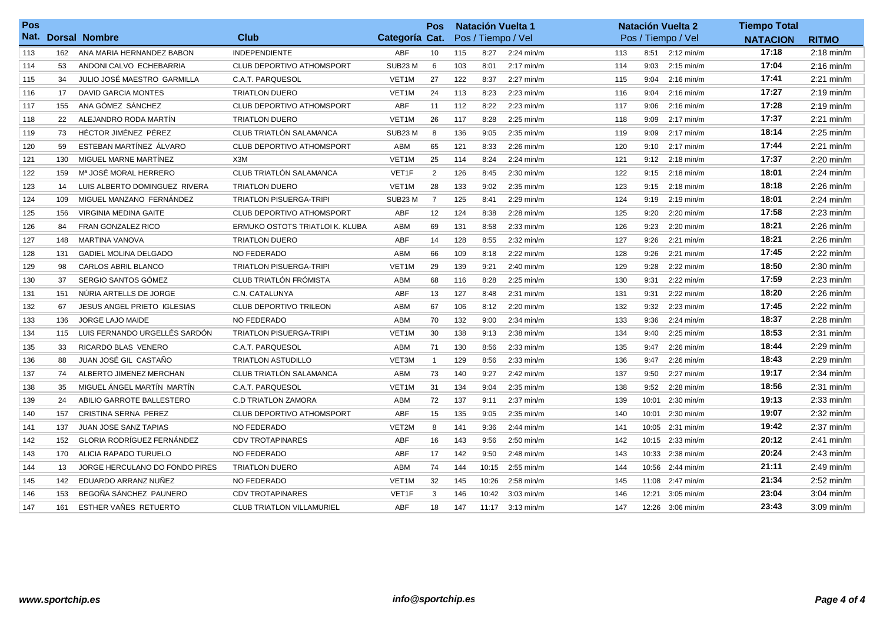| Pos Nat. | Dorsal | Nombre | Club | Categoría | Pos Cat. | Natación Vuelta 1 Pos / Tiempo / Vel | | | Natación Vuelta 2 Pos / Tiempo / Vel | | | Tiempo Total NATACION | RITMO |
|---|---|---|---|---|---|---|---|---|---|---|---|---|---|
| 113 | 162 | ANA MARIA HERNANDEZ BABON | INDEPENDIENTE | ABF | 10 | 115 | 8:27 | 2:24 min/m | 113 | 8:51 | 2:12 min/m | 17:18 | 2:18 min/m |
| 114 | 53 | ANDONI CALVO ECHEBARRIA | CLUB DEPORTIVO ATHOMSPORT | SUB23 M | 6 | 103 | 8:01 | 2:17 min/m | 114 | 9:03 | 2:15 min/m | 17:04 | 2:16 min/m |
| 115 | 34 | JULIO JOSÉ MAESTRO GARMILLA | C.A.T. PARQUESOL | VET1M | 27 | 122 | 8:37 | 2:27 min/m | 115 | 9:04 | 2:16 min/m | 17:41 | 2:21 min/m |
| 116 | 17 | DAVID GARCIA MONTES | TRIATLON DUERO | VET1M | 24 | 113 | 8:23 | 2:23 min/m | 116 | 9:04 | 2:16 min/m | 17:27 | 2:19 min/m |
| 117 | 155 | ANA GÓMEZ SÁNCHEZ | CLUB DEPORTIVO ATHOMSPORT | ABF | 11 | 112 | 8:22 | 2:23 min/m | 117 | 9:06 | 2:16 min/m | 17:28 | 2:19 min/m |
| 118 | 22 | ALEJANDRO RODA MARTÍN | TRIATLON DUERO | VET1M | 26 | 117 | 8:28 | 2:25 min/m | 118 | 9:09 | 2:17 min/m | 17:37 | 2:21 min/m |
| 119 | 73 | HÉCTOR JIMÉNEZ PÉREZ | CLUB TRIATLÓN SALAMANCA | SUB23 M | 8 | 136 | 9:05 | 2:35 min/m | 119 | 9:09 | 2:17 min/m | 18:14 | 2:25 min/m |
| 120 | 59 | ESTEBAN MARTÍNEZ ÁLVARO | CLUB DEPORTIVO ATHOMSPORT | ABM | 65 | 121 | 8:33 | 2:26 min/m | 120 | 9:10 | 2:17 min/m | 17:44 | 2:21 min/m |
| 121 | 130 | MIGUEL MARNE MARTÍNEZ | X3M | VET1M | 25 | 114 | 8:24 | 2:24 min/m | 121 | 9:12 | 2:18 min/m | 17:37 | 2:20 min/m |
| 122 | 159 | Mª JOSÉ MORAL HERRERO | CLUB TRIATLÓN SALAMANCA | VET1F | 2 | 126 | 8:45 | 2:30 min/m | 122 | 9:15 | 2:18 min/m | 18:01 | 2:24 min/m |
| 123 | 14 | LUIS ALBERTO DOMINGUEZ RIVERA | TRIATLON DUERO | VET1M | 28 | 133 | 9:02 | 2:35 min/m | 123 | 9:15 | 2:18 min/m | 18:18 | 2:26 min/m |
| 124 | 109 | MIGUEL MANZANO FERNÁNDEZ | TRIATLON PISUERGA-TRIPI | SUB23 M | 7 | 125 | 8:41 | 2:29 min/m | 124 | 9:19 | 2:19 min/m | 18:01 | 2:24 min/m |
| 125 | 156 | VIRGINIA MEDINA GAITE | CLUB DEPORTIVO ATHOMSPORT | ABF | 12 | 124 | 8:38 | 2:28 min/m | 125 | 9:20 | 2:20 min/m | 17:58 | 2:23 min/m |
| 126 | 84 | FRAN GONZALEZ RICO | ERMUKO OSTOTS TRIATLOI K. KLUBA | ABM | 69 | 131 | 8:58 | 2:33 min/m | 126 | 9:23 | 2:20 min/m | 18:21 | 2:26 min/m |
| 127 | 148 | MARTINA VANOVA | TRIATLON DUERO | ABF | 14 | 128 | 8:55 | 2:32 min/m | 127 | 9:26 | 2:21 min/m | 18:21 | 2:26 min/m |
| 128 | 131 | GADIEL MOLINA DELGADO | NO FEDERADO | ABM | 66 | 109 | 8:18 | 2:22 min/m | 128 | 9:26 | 2:21 min/m | 17:45 | 2:22 min/m |
| 129 | 98 | CARLOS ABRIL BLANCO | TRIATLON PISUERGA-TRIPI | VET1M | 29 | 139 | 9:21 | 2:40 min/m | 129 | 9:28 | 2:22 min/m | 18:50 | 2:30 min/m |
| 130 | 37 | SERGIO SANTOS GÓMEZ | CLUB TRIATLÓN FRÓMISTA | ABM | 68 | 116 | 8:28 | 2:25 min/m | 130 | 9:31 | 2:22 min/m | 17:59 | 2:23 min/m |
| 131 | 151 | NÚRIA ARTELLS DE JORGE | C.N. CATALUNYA | ABF | 13 | 127 | 8:48 | 2:31 min/m | 131 | 9:31 | 2:22 min/m | 18:20 | 2:26 min/m |
| 132 | 67 | JESUS ANGEL PRIETO IGLESIAS | CLUB DEPORTIVO TRILEON | ABM | 67 | 106 | 8:12 | 2:20 min/m | 132 | 9:32 | 2:23 min/m | 17:45 | 2:22 min/m |
| 133 | 136 | JORGE LAJO MAIDE | NO FEDERADO | ABM | 70 | 132 | 9:00 | 2:34 min/m | 133 | 9:36 | 2:24 min/m | 18:37 | 2:28 min/m |
| 134 | 115 | LUIS FERNANDO URGELLÉS SARDÓN | TRIATLON PISUERGA-TRIPI | VET1M | 30 | 138 | 9:13 | 2:38 min/m | 134 | 9:40 | 2:25 min/m | 18:53 | 2:31 min/m |
| 135 | 33 | RICARDO BLAS VENERO | C.A.T. PARQUESOL | ABM | 71 | 130 | 8:56 | 2:33 min/m | 135 | 9:47 | 2:26 min/m | 18:44 | 2:29 min/m |
| 136 | 88 | JUAN JOSÉ GIL CASTAÑO | TRIATLON ASTUDILLO | VET3M | 1 | 129 | 8:56 | 2:33 min/m | 136 | 9:47 | 2:26 min/m | 18:43 | 2:29 min/m |
| 137 | 74 | ALBERTO JIMENEZ MERCHAN | CLUB TRIATLÓN SALAMANCA | ABM | 73 | 140 | 9:27 | 2:42 min/m | 137 | 9:50 | 2:27 min/m | 19:17 | 2:34 min/m |
| 138 | 35 | MIGUEL ÁNGEL MARTÍN MARTÍN | C.A.T. PARQUESOL | VET1M | 31 | 134 | 9:04 | 2:35 min/m | 138 | 9:52 | 2:28 min/m | 18:56 | 2:31 min/m |
| 139 | 24 | ABILIO GARROTE BALLESTERO | C.D TRIATLON ZAMORA | ABM | 72 | 137 | 9:11 | 2:37 min/m | 139 | 10:01 | 2:30 min/m | 19:13 | 2:33 min/m |
| 140 | 157 | CRISTINA SERNA PEREZ | CLUB DEPORTIVO ATHOMSPORT | ABF | 15 | 135 | 9:05 | 2:35 min/m | 140 | 10:01 | 2:30 min/m | 19:07 | 2:32 min/m |
| 141 | 137 | JUAN JOSE SANZ TAPIAS | NO FEDERADO | VET2M | 8 | 141 | 9:36 | 2:44 min/m | 141 | 10:05 | 2:31 min/m | 19:42 | 2:37 min/m |
| 142 | 152 | GLORIA RODRÍGUEZ FERNÁNDEZ | CDV TROTAPINARES | ABF | 16 | 143 | 9:56 | 2:50 min/m | 142 | 10:15 | 2:33 min/m | 20:12 | 2:41 min/m |
| 143 | 170 | ALICIA RAPADO TURUELO | NO FEDERADO | ABF | 17 | 142 | 9:50 | 2:48 min/m | 143 | 10:33 | 2:38 min/m | 20:24 | 2:43 min/m |
| 144 | 13 | JORGE HERCULANO DO FONDO PIRES | TRIATLON DUERO | ABM | 74 | 144 | 10:15 | 2:55 min/m | 144 | 10:56 | 2:44 min/m | 21:11 | 2:49 min/m |
| 145 | 142 | EDUARDO ARRANZ NUÑEZ | NO FEDERADO | VET1M | 32 | 145 | 10:26 | 2:58 min/m | 145 | 11:08 | 2:47 min/m | 21:34 | 2:52 min/m |
| 146 | 153 | BEGOÑA SÁNCHEZ PAUNERO | CDV TROTAPINARES | VET1F | 3 | 146 | 10:42 | 3:03 min/m | 146 | 12:21 | 3:05 min/m | 23:04 | 3:04 min/m |
| 147 | 161 | ESTHER VAÑES RETUERTO | CLUB TRIATLON VILLAMURIEL | ABF | 18 | 147 | 11:17 | 3:13 min/m | 147 | 12:26 | 3:06 min/m | 23:43 | 3:09 min/m |

*www.sportchip.es* *info@sportchip.es*